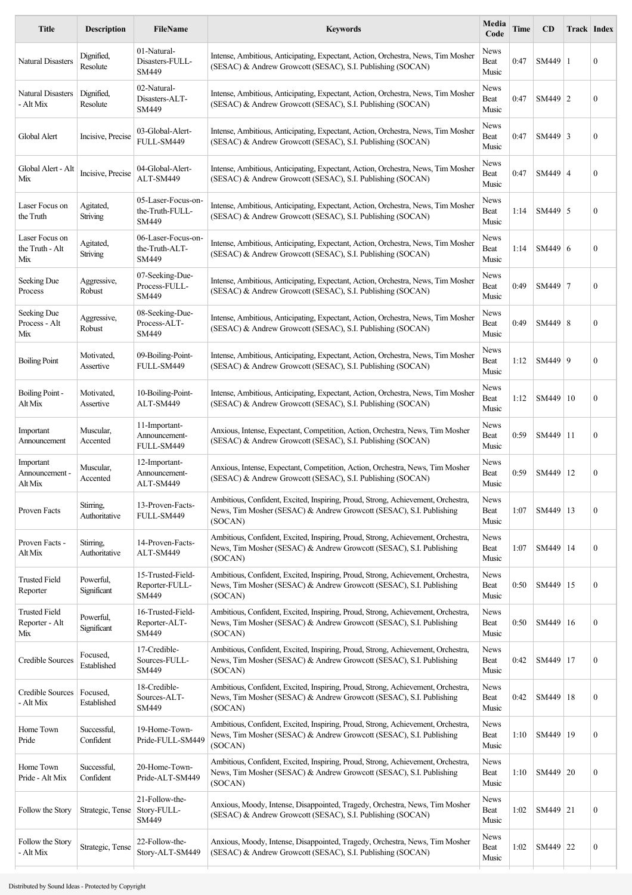| Title | Description | FileName | Keywords | Media Code | Time | CD | Track | Index |
|---|---|---|---|---|---|---|---|---|
| Natural Disasters | Dignified, Resolute | 01-Natural-Disasters-FULL-SM449 | Intense, Ambitious, Anticipating, Expectant, Action, Orchestra, News, Tim Mosher (SESAC) & Andrew Growcott (SESAC), S.I. Publishing (SOCAN) | News Beat Music | 0:47 | SM449 | 1 | 0 |
| Natural Disasters - Alt Mix | Dignified, Resolute | 02-Natural-Disasters-ALT-SM449 | Intense, Ambitious, Anticipating, Expectant, Action, Orchestra, News, Tim Mosher (SESAC) & Andrew Growcott (SESAC), S.I. Publishing (SOCAN) | News Beat Music | 0:47 | SM449 | 2 | 0 |
| Global Alert | Incisive, Precise | 03-Global-Alert-FULL-SM449 | Intense, Ambitious, Anticipating, Expectant, Action, Orchestra, News, Tim Mosher (SESAC) & Andrew Growcott (SESAC), S.I. Publishing (SOCAN) | News Beat Music | 0:47 | SM449 | 3 | 0 |
| Global Alert - Alt Mix | Incisive, Precise | 04-Global-Alert-ALT-SM449 | Intense, Ambitious, Anticipating, Expectant, Action, Orchestra, News, Tim Mosher (SESAC) & Andrew Growcott (SESAC), S.I. Publishing (SOCAN) | News Beat Music | 0:47 | SM449 | 4 | 0 |
| Laser Focus on the Truth | Agitated, Striving | 05-Laser-Focus-on-the-Truth-FULL-SM449 | Intense, Ambitious, Anticipating, Expectant, Action, Orchestra, News, Tim Mosher (SESAC) & Andrew Growcott (SESAC), S.I. Publishing (SOCAN) | News Beat Music | 1:14 | SM449 | 5 | 0 |
| Laser Focus on the Truth - Alt Mix | Agitated, Striving | 06-Laser-Focus-on-the-Truth-ALT-SM449 | Intense, Ambitious, Anticipating, Expectant, Action, Orchestra, News, Tim Mosher (SESAC) & Andrew Growcott (SESAC), S.I. Publishing (SOCAN) | News Beat Music | 1:14 | SM449 | 6 | 0 |
| Seeking Due Process | Aggressive, Robust | 07-Seeking-Due-Process-FULL-SM449 | Intense, Ambitious, Anticipating, Expectant, Action, Orchestra, News, Tim Mosher (SESAC) & Andrew Growcott (SESAC), S.I. Publishing (SOCAN) | News Beat Music | 0:49 | SM449 | 7 | 0 |
| Seeking Due Process - Alt Mix | Aggressive, Robust | 08-Seeking-Due-Process-ALT-SM449 | Intense, Ambitious, Anticipating, Expectant, Action, Orchestra, News, Tim Mosher (SESAC) & Andrew Growcott (SESAC), S.I. Publishing (SOCAN) | News Beat Music | 0:49 | SM449 | 8 | 0 |
| Boiling Point | Motivated, Assertive | 09-Boiling-Point-FULL-SM449 | Intense, Ambitious, Anticipating, Expectant, Action, Orchestra, News, Tim Mosher (SESAC) & Andrew Growcott (SESAC), S.I. Publishing (SOCAN) | News Beat Music | 1:12 | SM449 | 9 | 0 |
| Boiling Point - Alt Mix | Motivated, Assertive | 10-Boiling-Point-ALT-SM449 | Intense, Ambitious, Anticipating, Expectant, Action, Orchestra, News, Tim Mosher (SESAC) & Andrew Growcott (SESAC), S.I. Publishing (SOCAN) | News Beat Music | 1:12 | SM449 | 10 | 0 |
| Important Announcement | Muscular, Accented | 11-Important-Announcement-FULL-SM449 | Anxious, Intense, Expectant, Competition, Action, Orchestra, News, Tim Mosher (SESAC) & Andrew Growcott (SESAC), S.I. Publishing (SOCAN) | News Beat Music | 0:59 | SM449 | 11 | 0 |
| Important Announcement - Alt Mix | Muscular, Accented | 12-Important-Announcement-ALT-SM449 | Anxious, Intense, Expectant, Competition, Action, Orchestra, News, Tim Mosher (SESAC) & Andrew Growcott (SESAC), S.I. Publishing (SOCAN) | News Beat Music | 0:59 | SM449 | 12 | 0 |
| Proven Facts | Stirring, Authoritative | 13-Proven-Facts-FULL-SM449 | Ambitious, Confident, Excited, Inspiring, Proud, Strong, Achievement, Orchestra, News, Tim Mosher (SESAC) & Andrew Growcott (SESAC), S.I. Publishing (SOCAN) | News Beat Music | 1:07 | SM449 | 13 | 0 |
| Proven Facts - Alt Mix | Stirring, Authoritative | 14-Proven-Facts-ALT-SM449 | Ambitious, Confident, Excited, Inspiring, Proud, Strong, Achievement, Orchestra, News, Tim Mosher (SESAC) & Andrew Growcott (SESAC), S.I. Publishing (SOCAN) | News Beat Music | 1:07 | SM449 | 14 | 0 |
| Trusted Field Reporter | Powerful, Significant | 15-Trusted-Field-Reporter-FULL-SM449 | Ambitious, Confident, Excited, Inspiring, Proud, Strong, Achievement, Orchestra, News, Tim Mosher (SESAC) & Andrew Growcott (SESAC), S.I. Publishing (SOCAN) | News Beat Music | 0:50 | SM449 | 15 | 0 |
| Trusted Field Reporter - Alt Mix | Powerful, Significant | 16-Trusted-Field-Reporter-ALT-SM449 | Ambitious, Confident, Excited, Inspiring, Proud, Strong, Achievement, Orchestra, News, Tim Mosher (SESAC) & Andrew Growcott (SESAC), S.I. Publishing (SOCAN) | News Beat Music | 0:50 | SM449 | 16 | 0 |
| Credible Sources | Focused, Established | 17-Credible-Sources-FULL-SM449 | Ambitious, Confident, Excited, Inspiring, Proud, Strong, Achievement, Orchestra, News, Tim Mosher (SESAC) & Andrew Growcott (SESAC), S.I. Publishing (SOCAN) | News Beat Music | 0:42 | SM449 | 17 | 0 |
| Credible Sources - Alt Mix | Focused, Established | 18-Credible-Sources-ALT-SM449 | Ambitious, Confident, Excited, Inspiring, Proud, Strong, Achievement, Orchestra, News, Tim Mosher (SESAC) & Andrew Growcott (SESAC), S.I. Publishing (SOCAN) | News Beat Music | 0:42 | SM449 | 18 | 0 |
| Home Town Pride | Successful, Confident | 19-Home-Town-Pride-FULL-SM449 | Ambitious, Confident, Excited, Inspiring, Proud, Strong, Achievement, Orchestra, News, Tim Mosher (SESAC) & Andrew Growcott (SESAC), S.I. Publishing (SOCAN) | News Beat Music | 1:10 | SM449 | 19 | 0 |
| Home Town Pride - Alt Mix | Successful, Confident | 20-Home-Town-Pride-ALT-SM449 | Ambitious, Confident, Excited, Inspiring, Proud, Strong, Achievement, Orchestra, News, Tim Mosher (SESAC) & Andrew Growcott (SESAC), S.I. Publishing (SOCAN) | News Beat Music | 1:10 | SM449 | 20 | 0 |
| Follow the Story | Strategic, Tense | 21-Follow-the-Story-FULL-SM449 | Anxious, Moody, Intense, Disappointed, Tragedy, Orchestra, News, Tim Mosher (SESAC) & Andrew Growcott (SESAC), S.I. Publishing (SOCAN) | News Beat Music | 1:02 | SM449 | 21 | 0 |
| Follow the Story - Alt Mix | Strategic, Tense | 22-Follow-the-Story-ALT-SM449 | Anxious, Moody, Intense, Disappointed, Tragedy, Orchestra, News, Tim Mosher (SESAC) & Andrew Growcott (SESAC), S.I. Publishing (SOCAN) | News Beat Music | 1:02 | SM449 | 22 | 0 |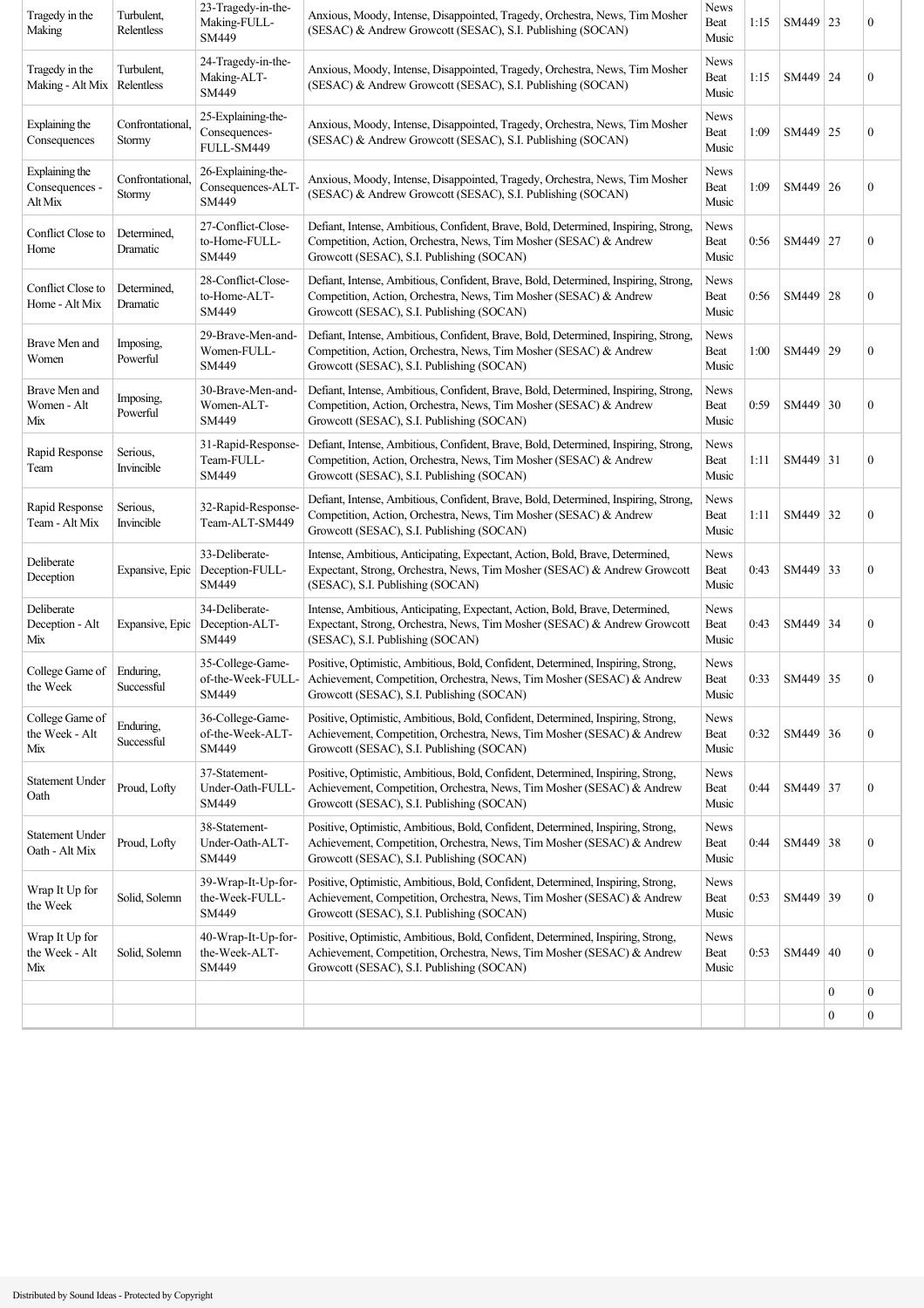| | | | | | | | | |
|---|---|---|---|---|---|---|---|---|
| Tragedy in the Making | Turbulent, Relentless | 23-Tragedy-in-the-Making-FULL-SM449 | Anxious, Moody, Intense, Disappointed, Tragedy, Orchestra, News, Tim Mosher (SESAC) & Andrew Growcott (SESAC), S.I. Publishing (SOCAN) | News Beat Music | 1:15 | SM449 | 23 | 0 |
| Tragedy in the Making - Alt Mix | Turbulent, Relentless | 24-Tragedy-in-the-Making-ALT-SM449 | Anxious, Moody, Intense, Disappointed, Tragedy, Orchestra, News, Tim Mosher (SESAC) & Andrew Growcott (SESAC), S.I. Publishing (SOCAN) | News Beat Music | 1:15 | SM449 | 24 | 0 |
| Explaining the Consequences | Confrontational, Stormy | 25-Explaining-the-Consequences-FULL-SM449 | Anxious, Moody, Intense, Disappointed, Tragedy, Orchestra, News, Tim Mosher (SESAC) & Andrew Growcott (SESAC), S.I. Publishing (SOCAN) | News Beat Music | 1:09 | SM449 | 25 | 0 |
| Explaining the Consequences - Alt Mix | Confrontational, Stormy | 26-Explaining-the-Consequences-ALT-SM449 | Anxious, Moody, Intense, Disappointed, Tragedy, Orchestra, News, Tim Mosher (SESAC) & Andrew Growcott (SESAC), S.I. Publishing (SOCAN) | News Beat Music | 1:09 | SM449 | 26 | 0 |
| Conflict Close to Home | Determined, Dramatic | 27-Conflict-Close-to-Home-FULL-SM449 | Defiant, Intense, Ambitious, Confident, Brave, Bold, Determined, Inspiring, Strong, Competition, Action, Orchestra, News, Tim Mosher (SESAC) & Andrew Growcott (SESAC), S.I. Publishing (SOCAN) | News Beat Music | 0:56 | SM449 | 27 | 0 |
| Conflict Close to Home - Alt Mix | Determined, Dramatic | 28-Conflict-Close-to-Home-ALT-SM449 | Defiant, Intense, Ambitious, Confident, Brave, Bold, Determined, Inspiring, Strong, Competition, Action, Orchestra, News, Tim Mosher (SESAC) & Andrew Growcott (SESAC), S.I. Publishing (SOCAN) | News Beat Music | 0:56 | SM449 | 28 | 0 |
| Brave Men and Women | Imposing, Powerful | 29-Brave-Men-and-Women-FULL-SM449 | Defiant, Intense, Ambitious, Confident, Brave, Bold, Determined, Inspiring, Strong, Competition, Action, Orchestra, News, Tim Mosher (SESAC) & Andrew Growcott (SESAC), S.I. Publishing (SOCAN) | News Beat Music | 1:00 | SM449 | 29 | 0 |
| Brave Men and Women - Alt Mix | Imposing, Powerful | 30-Brave-Men-and-Women-ALT-SM449 | Defiant, Intense, Ambitious, Confident, Brave, Bold, Determined, Inspiring, Strong, Competition, Action, Orchestra, News, Tim Mosher (SESAC) & Andrew Growcott (SESAC), S.I. Publishing (SOCAN) | News Beat Music | 0:59 | SM449 | 30 | 0 |
| Rapid Response Team | Serious, Invincible | 31-Rapid-Response-Team-FULL-SM449 | Defiant, Intense, Ambitious, Confident, Brave, Bold, Determined, Inspiring, Strong, Competition, Action, Orchestra, News, Tim Mosher (SESAC) & Andrew Growcott (SESAC), S.I. Publishing (SOCAN) | News Beat Music | 1:11 | SM449 | 31 | 0 |
| Rapid Response Team - Alt Mix | Serious, Invincible | 32-Rapid-Response-Team-ALT-SM449 | Defiant, Intense, Ambitious, Confident, Brave, Bold, Determined, Inspiring, Strong, Competition, Action, Orchestra, News, Tim Mosher (SESAC) & Andrew Growcott (SESAC), S.I. Publishing (SOCAN) | News Beat Music | 1:11 | SM449 | 32 | 0 |
| Deliberate Deception | Expansive, Epic | 33-Deliberate-Deception-FULL-SM449 | Intense, Ambitious, Anticipating, Expectant, Action, Bold, Brave, Determined, Expectant, Strong, Orchestra, News, Tim Mosher (SESAC) & Andrew Growcott (SESAC), S.I. Publishing (SOCAN) | News Beat Music | 0:43 | SM449 | 33 | 0 |
| Deliberate Deception - Alt Mix | Expansive, Epic | 34-Deliberate-Deception-ALT-SM449 | Intense, Ambitious, Anticipating, Expectant, Action, Bold, Brave, Determined, Expectant, Strong, Orchestra, News, Tim Mosher (SESAC) & Andrew Growcott (SESAC), S.I. Publishing (SOCAN) | News Beat Music | 0:43 | SM449 | 34 | 0 |
| College Game of the Week | Enduring, Successful | 35-College-Game-of-the-Week-FULL-SM449 | Positive, Optimistic, Ambitious, Bold, Confident, Determined, Inspiring, Strong, Achievement, Competition, Orchestra, News, Tim Mosher (SESAC) & Andrew Growcott (SESAC), S.I. Publishing (SOCAN) | News Beat Music | 0:33 | SM449 | 35 | 0 |
| College Game of the Week - Alt Mix | Enduring, Successful | 36-College-Game-of-the-Week-ALT-SM449 | Positive, Optimistic, Ambitious, Bold, Confident, Determined, Inspiring, Strong, Achievement, Competition, Orchestra, News, Tim Mosher (SESAC) & Andrew Growcott (SESAC), S.I. Publishing (SOCAN) | News Beat Music | 0:32 | SM449 | 36 | 0 |
| Statement Under Oath | Proud, Lofty | 37-Statement-Under-Oath-FULL-SM449 | Positive, Optimistic, Ambitious, Bold, Confident, Determined, Inspiring, Strong, Achievement, Competition, Orchestra, News, Tim Mosher (SESAC) & Andrew Growcott (SESAC), S.I. Publishing (SOCAN) | News Beat Music | 0:44 | SM449 | 37 | 0 |
| Statement Under Oath - Alt Mix | Proud, Lofty | 38-Statement-Under-Oath-ALT-SM449 | Positive, Optimistic, Ambitious, Bold, Confident, Determined, Inspiring, Strong, Achievement, Competition, Orchestra, News, Tim Mosher (SESAC) & Andrew Growcott (SESAC), S.I. Publishing (SOCAN) | News Beat Music | 0:44 | SM449 | 38 | 0 |
| Wrap It Up for the Week | Solid, Solemn | 39-Wrap-It-Up-for-the-Week-FULL-SM449 | Positive, Optimistic, Ambitious, Bold, Confident, Determined, Inspiring, Strong, Achievement, Competition, Orchestra, News, Tim Mosher (SESAC) & Andrew Growcott (SESAC), S.I. Publishing (SOCAN) | News Beat Music | 0:53 | SM449 | 39 | 0 |
| Wrap It Up for the Week - Alt Mix | Solid, Solemn | 40-Wrap-It-Up-for-the-Week-ALT-SM449 | Positive, Optimistic, Ambitious, Bold, Confident, Determined, Inspiring, Strong, Achievement, Competition, Orchestra, News, Tim Mosher (SESAC) & Andrew Growcott (SESAC), S.I. Publishing (SOCAN) | News Beat Music | 0:53 | SM449 | 40 | 0 |
| | | | | | | | 0 | 0 |
| | | | | | | | 0 | 0 |

Distributed by Sound Ideas - Protected by Copyright